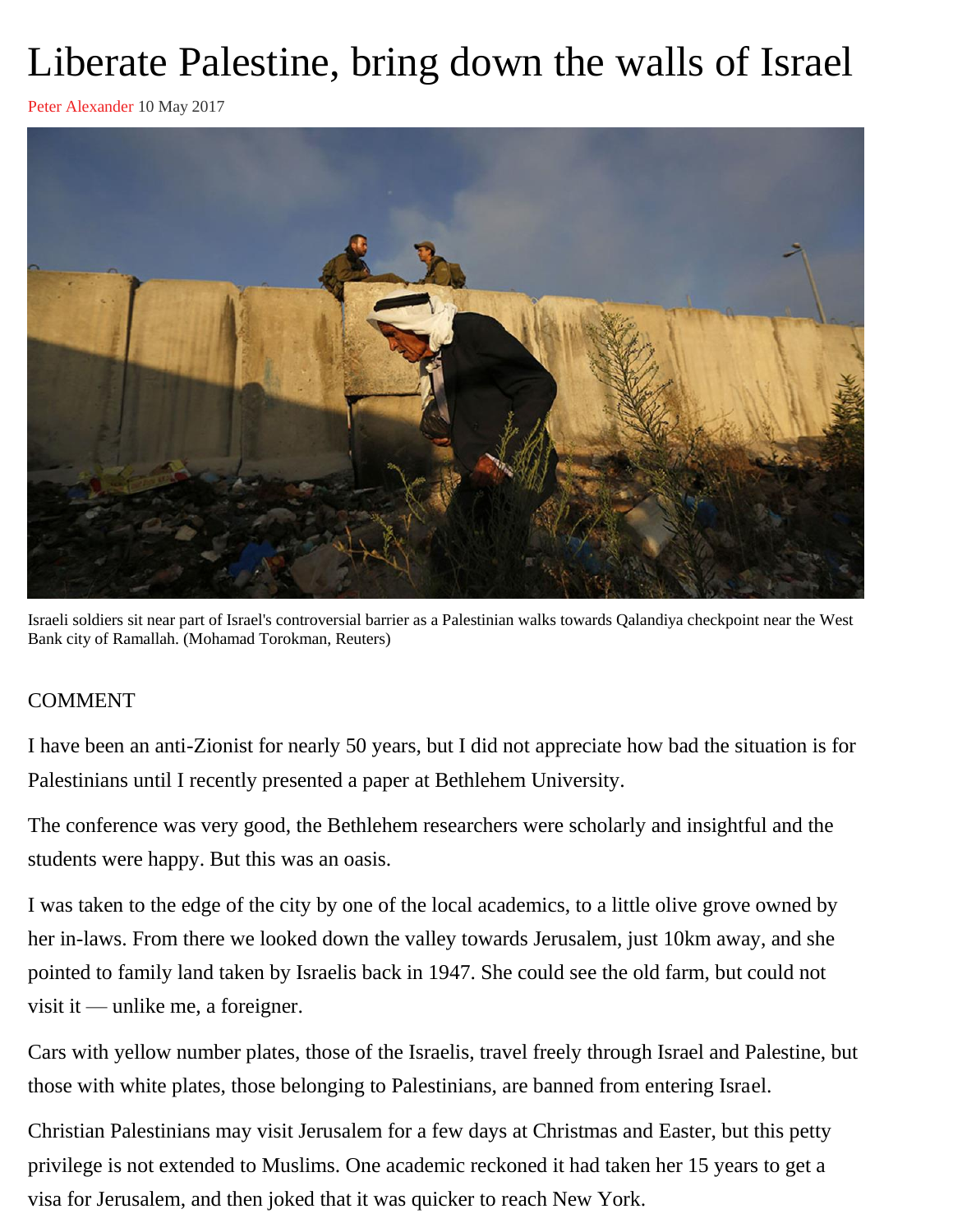# Liberate Palestine, bring down the walls of Israel

Peter Alexander 10 May 2017

Israeli soldiers sit near part of Israel's controversial barrier as a Palestinian walks towards Qalandiya checkpoint near the West Bank city of Ramallah. (Mohamad Torokman, Reuters)

COMMENT

I have been an anti-Zionist for nearly 50 years, but I did not appreciate how bad the situation is for Palestinians until I recently presented a paper at Bethlehem University.

The conference was very good, the Bethlehem researchers were scholarly and insightful and the students were happy. But this was an oasis.

I was taken to the edge of the city by one of the local academics, to a little olive grove owned by her in-laws. From there we looked down the valley towards Jerusalem, just 10km away, and she pointed to family land taken by Israelis back in 1947. She could see the old farm, but could not visit it — unlike me, a foreigner.

Cars with yellow number plates, those of the Israelis, travel freely through Israel and Palestine, but those with white plates, those belonging to Palestinians, are banned from entering Israel.

Christian Palestinians may visit Jerusalem for a few days at Christmas and Easter, but this petty privilege is not extended to Muslims. One academic reckoned it had taken her 15 years to get a visa for Jerusalem, and then joked that it was quicker to reach New York.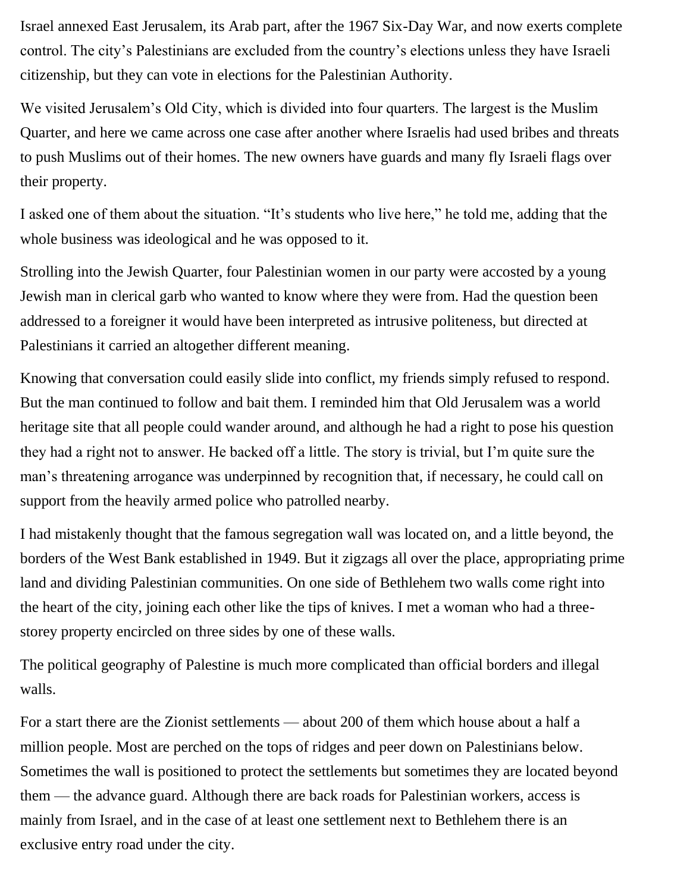Israel annexed East Jerusalem, its Arab part, after the 1967 Six-Day War, and now exerts complete control. The city's Palestinians are excluded from the country's elections unless they have Israeli citizenship, but they can vote in elections for the Palestinian Authority.

We visited Jerusalem's Old City, which is divided into four quarters. The largest is the Muslim Quarter, and here we came across one case after another where Israelis had used bribes and threats to push Muslims out of their homes. The new owners have guards and many fly Israeli flags over their property.

I asked one of them about the situation. "It's students who live here," he told me, adding that the whole business was ideological and he was opposed to it.

Strolling into the Jewish Quarter, four Palestinian women in our party were accosted by a young Jewish man in clerical garb who wanted to know where they were from. Had the question been addressed to a foreigner it would have been interpreted as intrusive politeness, but directed at Palestinians it carried an altogether different meaning.

Knowing that conversation could easily slide into conflict, my friends simply refused to respond. But the man continued to follow and bait them. I reminded him that Old Jerusalem was a world heritage site that all people could wander around, and although he had a right to pose his question they had a right not to answer. He backed off a little. The story is trivial, but I'm quite sure the man's threatening arrogance was underpinned by recognition that, if necessary, he could call on support from the heavily armed police who patrolled nearby.

I had mistakenly thought that the famous segregation wall was located on, and a little beyond, the borders of the West Bank established in 1949. But it zigzags all over the place, appropriating prime land and dividing Palestinian communities. On one side of Bethlehem two walls come right into the heart of the city, joining each other like the tips of knives. I met a woman who had a three-storey property encircled on three sides by one of these walls.

The political geography of Palestine is much more complicated than official borders and illegal walls.

For a start there are the Zionist settlements — about 200 of them which house about a half a million people. Most are perched on the tops of ridges and peer down on Palestinians below. Sometimes the wall is positioned to protect the settlements but sometimes they are located beyond them — the advance guard. Although there are back roads for Palestinian workers, access is mainly from Israel, and in the case of at least one settlement next to Bethlehem there is an exclusive entry road under the city.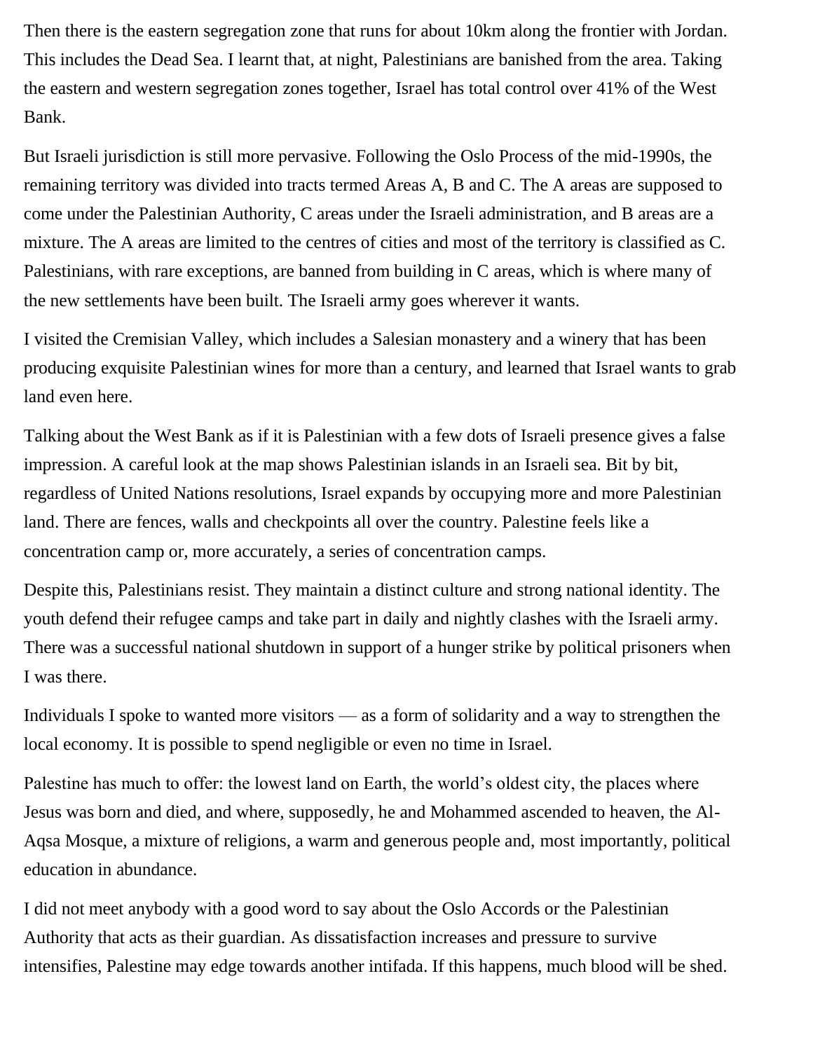Then there is the eastern segregation zone that runs for about 10km along the frontier with Jordan. This includes the Dead Sea. I learnt that, at night, Palestinians are banished from the area. Taking the eastern and western segregation zones together, Israel has total control over 41% of the West Bank.

But Israeli jurisdiction is still more pervasive. Following the Oslo Process of the mid-1990s, the remaining territory was divided into tracts termed Areas A, B and C. The A areas are supposed to come under the Palestinian Authority, C areas under the Israeli administration, and B areas are a mixture. The A areas are limited to the centres of cities and most of the territory is classified as C. Palestinians, with rare exceptions, are banned from building in C areas, which is where many of the new settlements have been built. The Israeli army goes wherever it wants.

I visited the Cremisian Valley, which includes a Salesian monastery and a winery that has been producing exquisite Palestinian wines for more than a century, and learned that Israel wants to grab land even here.

Talking about the West Bank as if it is Palestinian with a few dots of Israeli presence gives a false impression. A careful look at the map shows Palestinian islands in an Israeli sea. Bit by bit, regardless of United Nations resolutions, Israel expands by occupying more and more Palestinian land. There are fences, walls and checkpoints all over the country. Palestine feels like a concentration camp or, more accurately, a series of concentration camps.

Despite this, Palestinians resist. They maintain a distinct culture and strong national identity. The youth defend their refugee camps and take part in daily and nightly clashes with the Israeli army. There was a successful national shutdown in support of a hunger strike by political prisoners when I was there.

Individuals I spoke to wanted more visitors — as a form of solidarity and a way to strengthen the local economy. It is possible to spend negligible or even no time in Israel.

Palestine has much to offer: the lowest land on Earth, the world's oldest city, the places where Jesus was born and died, and where, supposedly, he and Mohammed ascended to heaven, the Al-Aqsa Mosque, a mixture of religions, a warm and generous people and, most importantly, political education in abundance.

I did not meet anybody with a good word to say about the Oslo Accords or the Palestinian Authority that acts as their guardian. As dissatisfaction increases and pressure to survive intensifies, Palestine may edge towards another intifada. If this happens, much blood will be shed.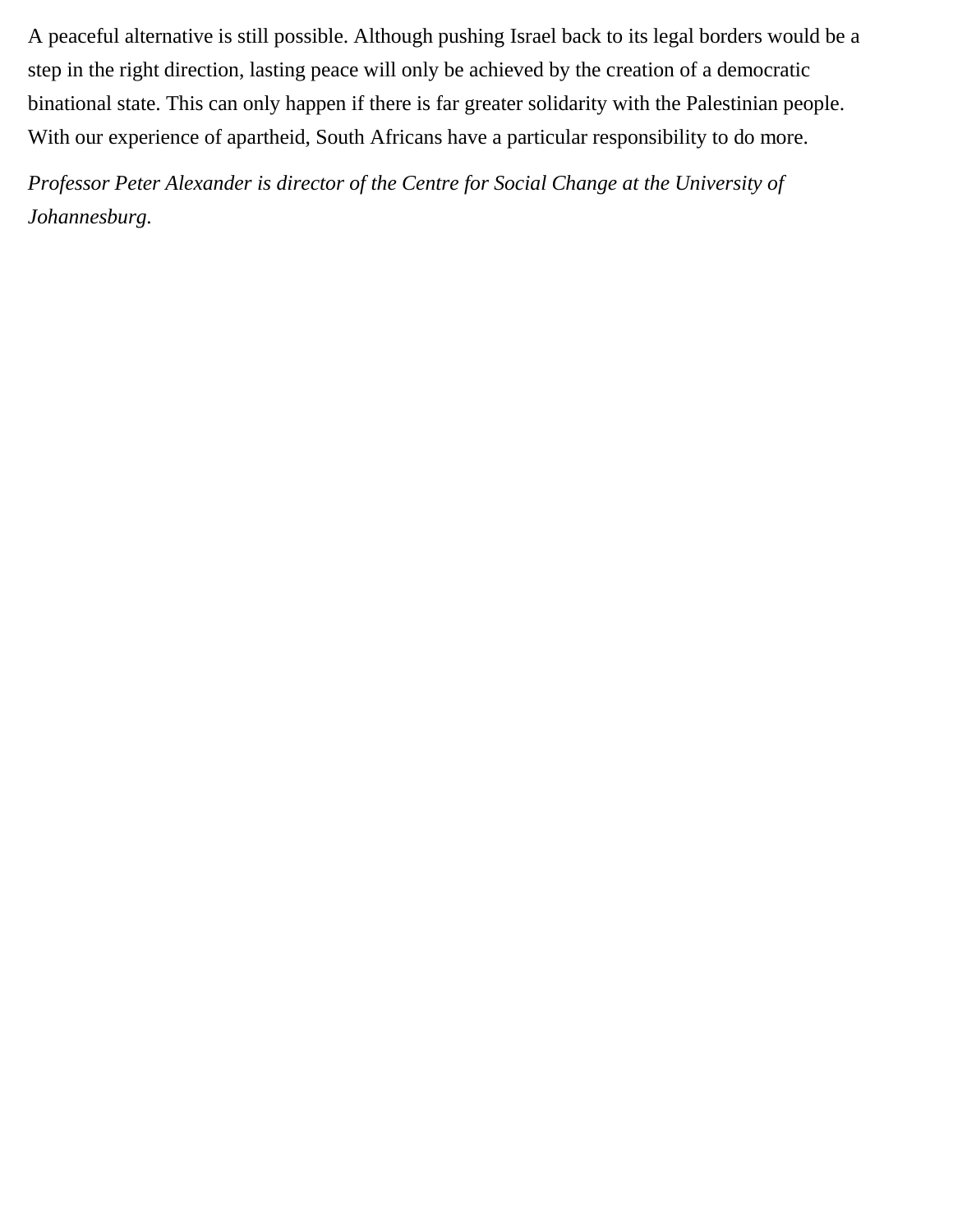A peaceful alternative is still possible. Although pushing Israel back to its legal borders would be a step in the right direction, lasting peace will only be achieved by the creation of a democratic binational state. This can only happen if there is far greater solidarity with the Palestinian people. With our experience of apartheid, South Africans have a particular responsibility to do more.

*Professor Peter Alexander is director of the Centre for Social Change at the University of Johannesburg.*